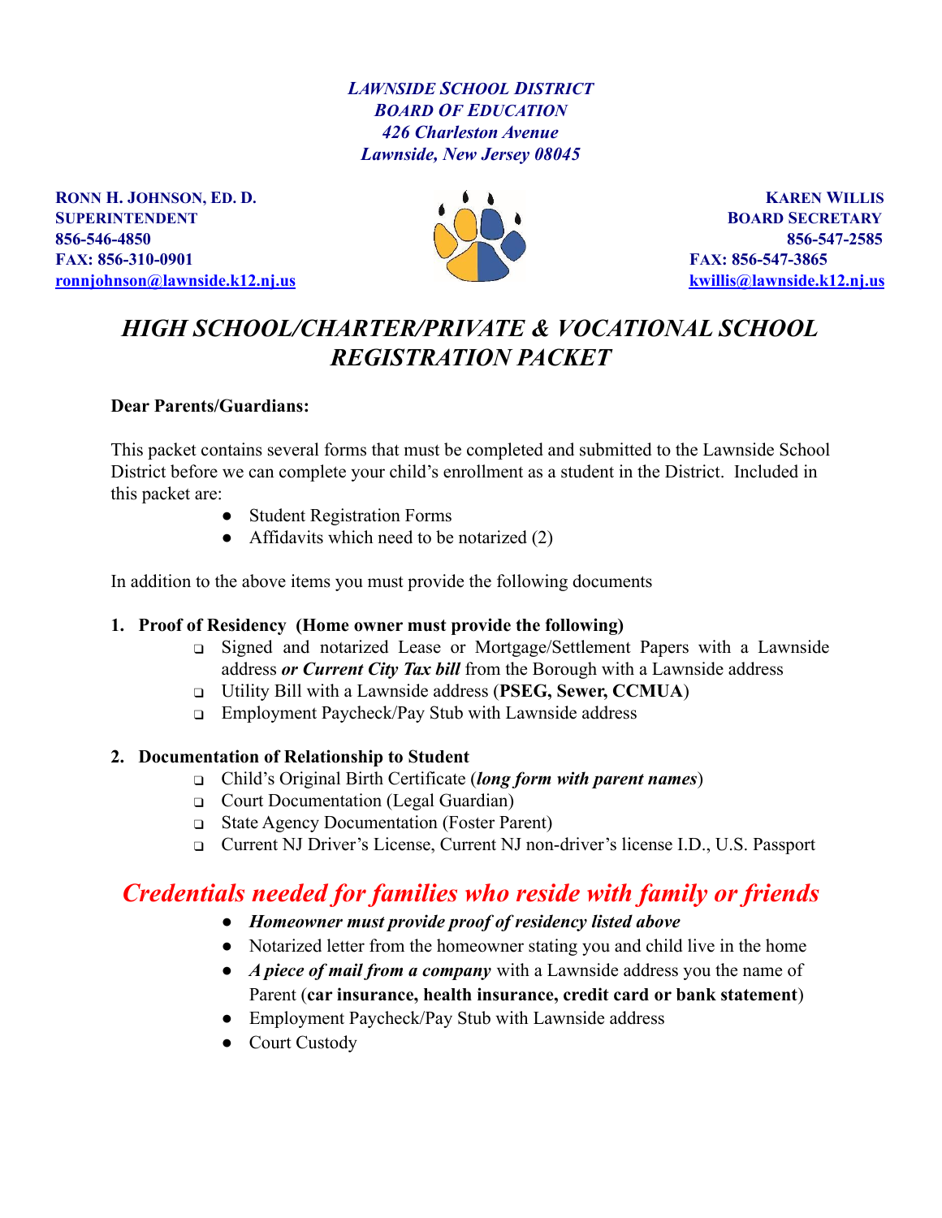***LAWNSIDE SCHOOL DISTRICT***
***BOARD OF EDUCATION***
***426 Charleston Avenue***
***Lawnside, New Jersey 08045***

**RONN H. JOHNSON, ED. D.**
**SUPERINTENDENT**
**856-546-4850**
**FAX: 856-310-0901**
**ronnjohnson@lawnside.k12.nj.us**

**KAREN WILLIS**
**BOARD SECRETARY**
**856-547-2585**
**FAX: 856-547-3865**
**kwillis@lawnside.k12.nj.us**

# *HIGH SCHOOL/CHARTER/PRIVATE & VOCATIONAL SCHOOL REGISTRATION PACKET*

**Dear Parents/Guardians:**

This packet contains several forms that must be completed and submitted to the Lawnside School District before we can complete your child's enrollment as a student in the District. Included in this packet are:

- Student Registration Forms
- Affidavits which need to be notarized (2)

In addition to the above items you must provide the following documents

1. **Proof of Residency (Home owner must provide the following)**
   - Signed and notarized Lease or Mortgage/Settlement Papers with a Lawnside address ***or Current City Tax bill*** from the Borough with a Lawnside address
   - Utility Bill with a Lawnside address (**PSEG, Sewer, CCMUA**)
   - Employment Paycheck/Pay Stub with Lawnside address

2. **Documentation of Relationship to Student**
   - Child's Original Birth Certificate (***long form with parent names***)
   - Court Documentation (Legal Guardian)
   - State Agency Documentation (Foster Parent)
   - Current NJ Driver's License, Current NJ non-driver's license I.D., U.S. Passport

## *Credentials needed for families who reside with family or friends*

- ***Homeowner must provide proof of residency listed above***
- Notarized letter from the homeowner stating you and child live in the home
- ***A piece of mail from a company*** with a Lawnside address you the name of Parent (**car insurance, health insurance, credit card or bank statement**)
- Employment Paycheck/Pay Stub with Lawnside address
- Court Custody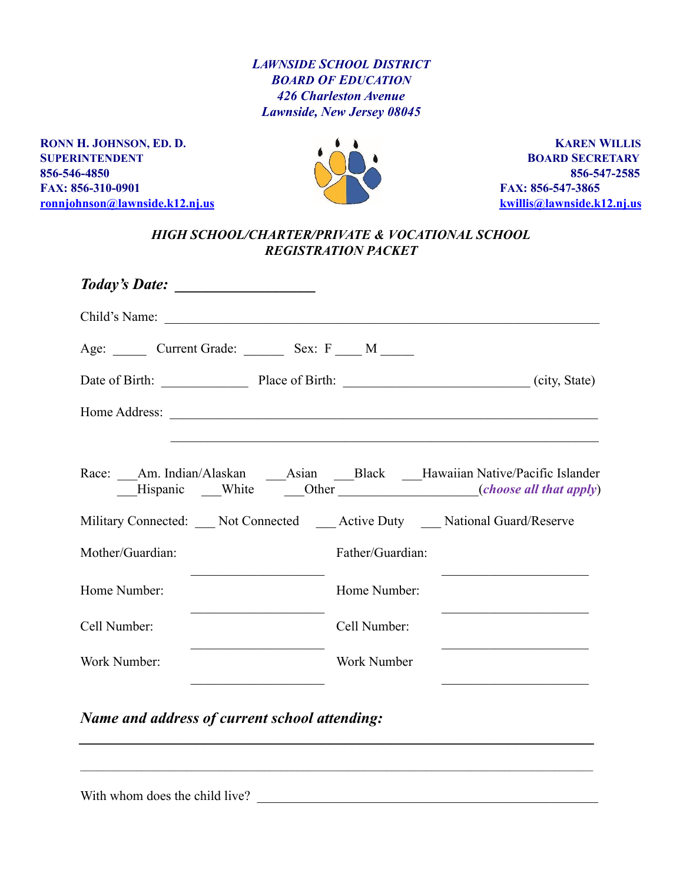***LAWNSIDE SCHOOL DISTRICT***
***BOARD OF EDUCATION***
***426 Charleston Avenue***
***Lawnside, New Jersey 08045***

**RONN H. JOHNSON, ED. D.**
**SUPERINTENDENT**
**856-546-4850**
**FAX: 856-310-0901**
**ronnjohnson@lawnside.k12.nj.us**

**KAREN WILLIS**
**BOARD SECRETARY**
**856-547-2585**
**FAX: 856-547-3865**
**kwillis@lawnside.k12.nj.us**

***HIGH SCHOOL/CHARTER/PRIVATE & VOCATIONAL SCHOOL REGISTRATION PACKET***

***Today's Date:*** ___________________

Child's Name: ___________________________________________________________

Age: _____ Current Grade: ______ Sex: F ____ M _____

Date of Birth: _____________ Place of Birth: ___________________________ (city, State)

Home Address: ___________________________________________________________

___________________________________________________________

Race: ___Am. Indian/Alaskan ___Asian ___Black ___Hawaiian Native/Pacific Islander
___Hispanic ___White ___Other ____________________(*choose all that apply*)

Military Connected: ___ Not Connected ___ Active Duty ___ National Guard/Reserve

Mother/Guardian: ____________________ Father/Guardian: ______________________

Home Number: ____________________ Home Number: ______________________

Cell Number: ____________________ Cell Number: ______________________

Work Number: ____________________ Work Number ______________________

***Name and address of current school attending:***

___________________________________________________________________

___________________________________________________________________

With whom does the child live? _____________________________________________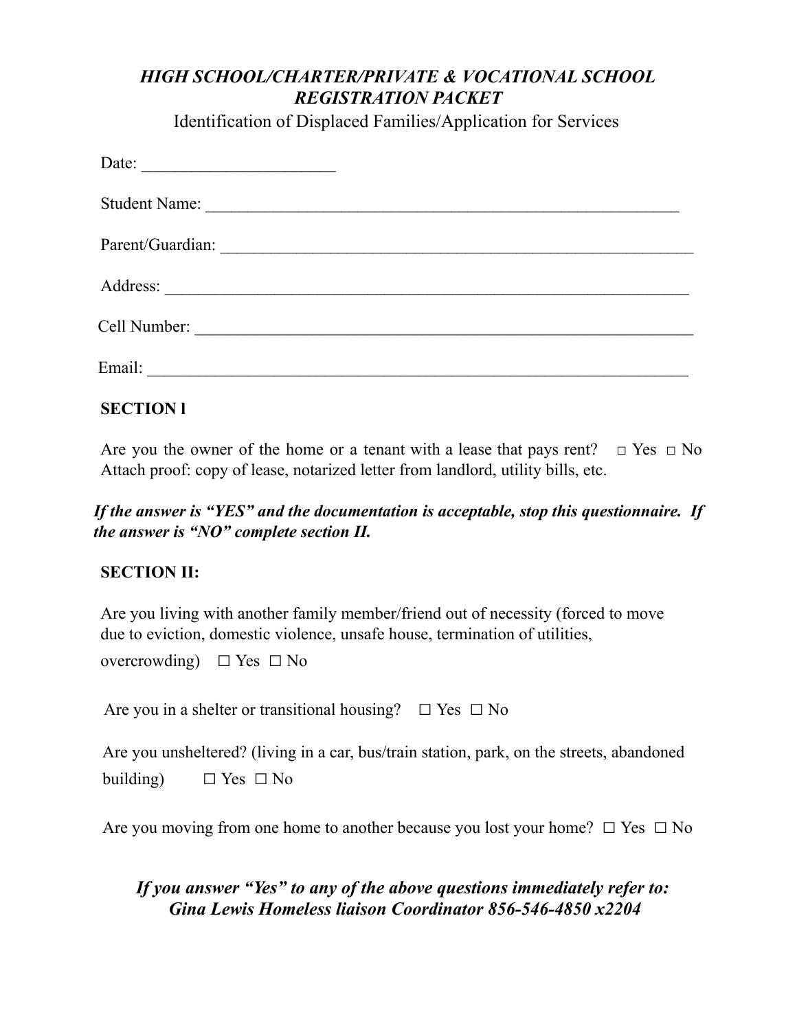## *HIGH SCHOOL/CHARTER/PRIVATE & VOCATIONAL SCHOOL REGISTRATION PACKET*

Identification of Displaced Families/Application for Services

Date: ______________________

Student Name: __________________________________________________________

Parent/Guardian: ________________________________________________________

Address: _______________________________________________________________

Cell Number: ___________________________________________________________

Email: _________________________________________________________________

**SECTION l**

Are you the owner of the home or a tenant with a lease that pays rent? □ Yes □ No
Attach proof: copy of lease, notarized letter from landlord, utility bills, etc.

***If the answer is "YES" and the documentation is acceptable, stop this questionnaire. If the answer is "NO" complete section II.***

**SECTION II:**

Are you living with another family member/friend out of necessity (forced to move due to eviction, domestic violence, unsafe house, termination of utilities, overcrowding) ☐ Yes ☐ No

Are you in a shelter or transitional housing? ☐ Yes ☐ No

Are you unsheltered? (living in a car, bus/train station, park, on the streets, abandoned building) ☐ Yes ☐ No

Are you moving from one home to another because you lost your home? ☐ Yes ☐ No

***If you answer "Yes" to any of the above questions immediately refer to: Gina Lewis Homeless liaison Coordinator 856-546-4850 x2204***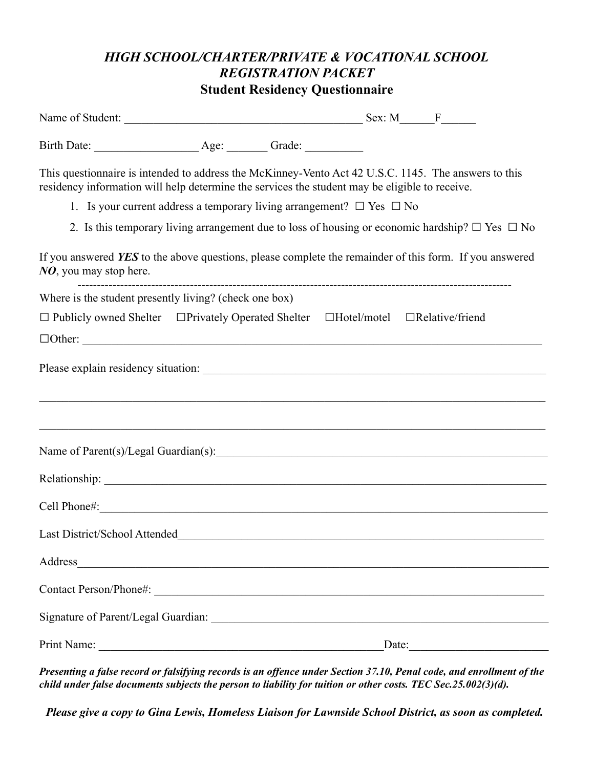## *HIGH SCHOOL/CHARTER/PRIVATE & VOCATIONAL SCHOOL REGISTRATION PACKET*

### Student Residency Questionnaire

Name of Student: ___________________________________________ Sex: M______F______

Birth Date: __________________ Age: _______ Grade: __________

This questionnaire is intended to address the McKinney-Vento Act 42 U.S.C. 1145. The answers to this residency information will help determine the services the student may be eligible to receive.

1. Is your current address a temporary living arrangement? ☐ Yes ☐ No
2. Is this temporary living arrangement due to loss of housing or economic hardship? ☐ Yes ☐ No

If you answered ***YES*** to the above questions, please complete the remainder of this form. If you answered ***NO***, you may stop here.

---

Where is the student presently living? (check one box)

☐ Publicly owned Shelter ☐Privately Operated Shelter ☐Hotel/motel ☐Relative/friend

☐Other: ___________________________________________________________________________________

Please explain residency situation: _____________________________________________________________

_______________________________________________________________________________________________

_______________________________________________________________________________________________

Name of Parent(s)/Legal Guardian(s):_____________________________________________________________

Relationship: ___________________________________________________________________________________

Cell Phone#:____________________________________________________________________________________

Last District/School Attended_________________________________________________________________

Address_________________________________________________________________________________________

Contact Person/Phone#: _____________________________________________________________________

Signature of Parent/Legal Guardian: __________________________________________________________

Print Name: ____________________________________________________Date:________________________

***Presenting a false record or falsifying records is an offence under Section 37.10, Penal code, and enrollment of the child under false documents subjects the person to liability for tuition or other costs. TEC Sec.25.002(3)(d).***

***Please give a copy to Gina Lewis, Homeless Liaison for Lawnside School District, as soon as completed.***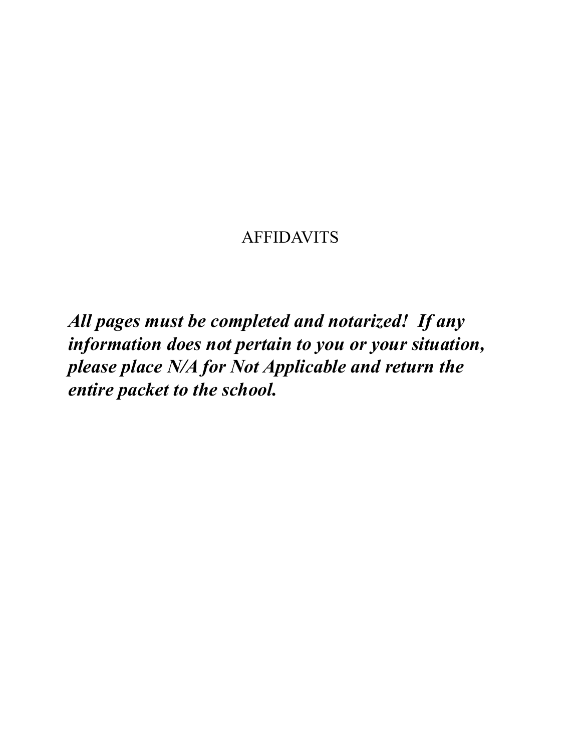# AFFIDAVITS

***All pages must be completed and notarized! If any information does not pertain to you or your situation, please place N/A for Not Applicable and return the entire packet to the school.***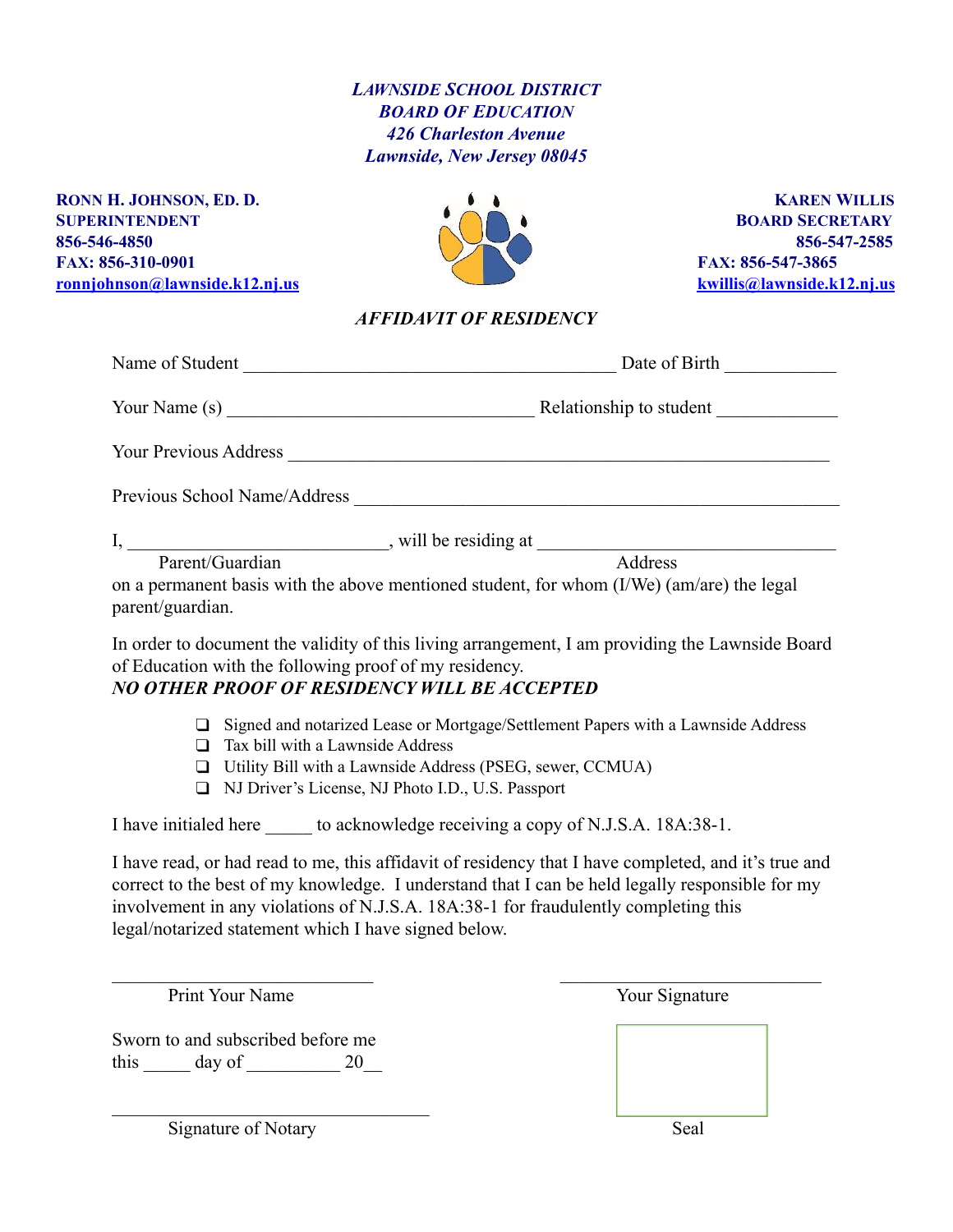***LAWNSIDE SCHOOL DISTRICT***
***BOARD OF EDUCATION***
***426 Charleston Avenue***
***Lawnside, New Jersey 08045***

**RONN H. JOHNSON, ED. D.**
**SUPERINTENDENT**
**856-546-4850**
**FAX: 856-310-0901**
**ronnjohnson@lawnside.k12.nj.us**

**KAREN WILLIS**
**BOARD SECRETARY**
**856-547-2585**
**FAX: 856-547-3865**
**kwillis@lawnside.k12.nj.us**

## *AFFIDAVIT OF RESIDENCY*

Name of Student ________________________________________ Date of Birth ____________

Your Name (s) _________________________________ Relationship to student _____________

Your Previous Address __________________________________________________________

Previous School Name/Address ___________________________________________________

I, ____________________________, will be residing at ________________________________
Parent/Guardian Address
on a permanent basis with the above mentioned student, for whom (I/We) (am/are) the legal parent/guardian.

In order to document the validity of this living arrangement, I am providing the Lawnside Board of Education with the following proof of my residency.
***NO OTHER PROOF OF RESIDENCY WILL BE ACCEPTED***

- ❑ Signed and notarized Lease or Mortgage/Settlement Papers with a Lawnside Address
- ❑ Tax bill with a Lawnside Address
- ❑ Utility Bill with a Lawnside Address (PSEG, sewer, CCMUA)
- ❑ NJ Driver's License, NJ Photo I.D., U.S. Passport

I have initialed here _____ to acknowledge receiving a copy of N.J.S.A. 18A:38-1.

I have read, or had read to me, this affidavit of residency that I have completed, and it's true and correct to the best of my knowledge. I understand that I can be held legally responsible for my involvement in any violations of N.J.S.A. 18A:38-1 for fraudulently completing this legal/notarized statement which I have signed below.

____________________________ ____________________________
Print Your Name Your Signature

Sworn to and subscribed before me
this _____ day of __________ 20__

__________________________________
Signature of Notary

Seal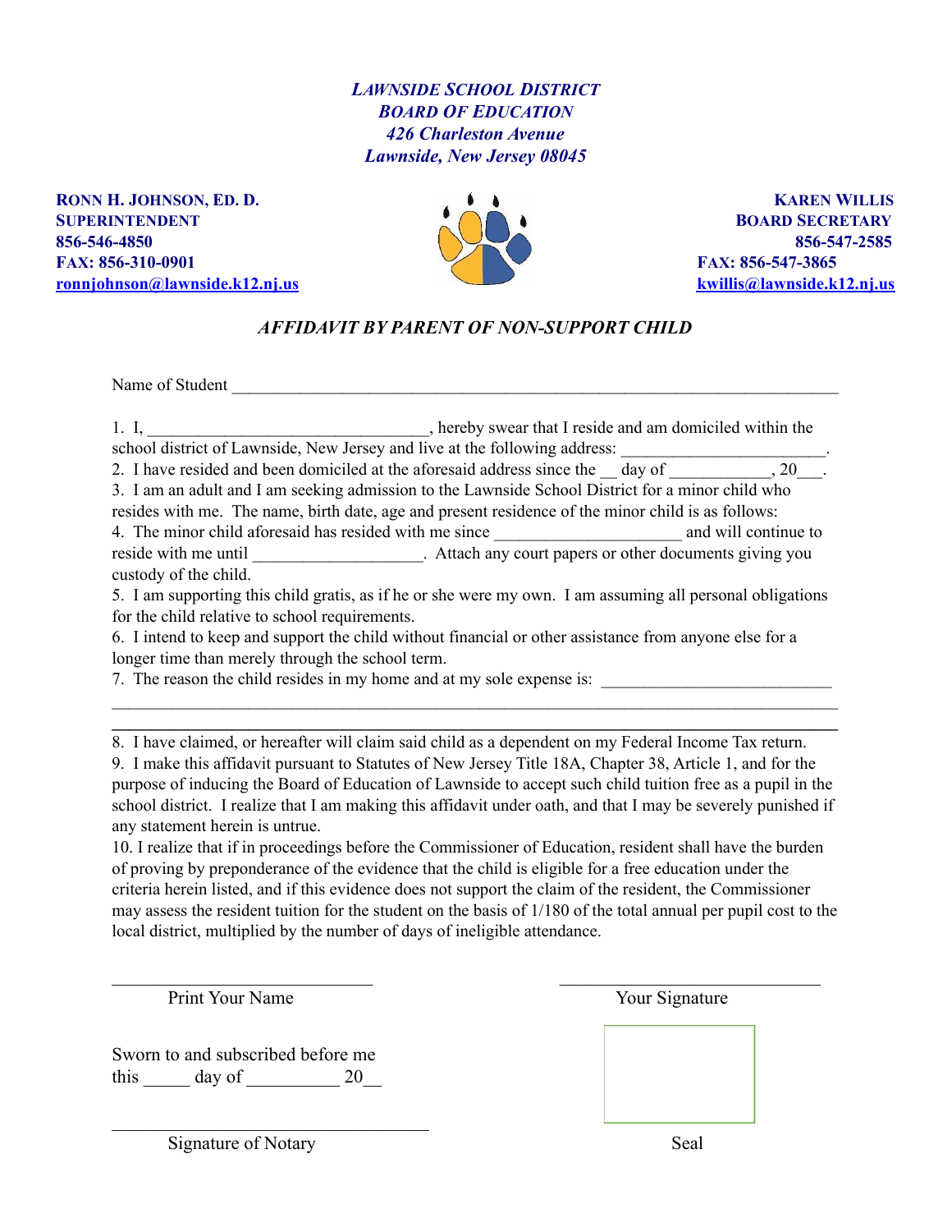***LAWNSIDE SCHOOL DISTRICT***
***BOARD OF EDUCATION***
***426 Charleston Avenue***
***Lawnside, New Jersey 08045***

**RONN H. JOHNSON, ED. D.**
**SUPERINTENDENT**
**856-546-4850**
**FAX: 856-310-0901**
**ronnjohnson@lawnside.k12.nj.us**

**KAREN WILLIS**
**BOARD SECRETARY**
**856-547-2585**
**FAX: 856-547-3865**
**kwillis@lawnside.k12.nj.us**

## *AFFIDAVIT BY PARENT OF NON-SUPPORT CHILD*

Name of Student ___________________________________________________________________________

1. I, _________________________________, hereby swear that I reside and am domiciled within the school district of Lawnside, New Jersey and live at the following address: ________________________.
2. I have resided and been domiciled at the aforesaid address since the __ day of ___________, 20___.
3. I am an adult and I am seeking admission to the Lawnside School District for a minor child who resides with me. The name, birth date, age and present residence of the minor child is as follows:
4. The minor child aforesaid has resided with me since _____________________ and will continue to reside with me until ___________________. Attach any court papers or other documents giving you custody of the child.
5. I am supporting this child gratis, as if he or she were my own. I am assuming all personal obligations for the child relative to school requirements.
6. I intend to keep and support the child without financial or other assistance from anyone else for a longer time than merely through the school term.
7. The reason the child resides in my home and at my sole expense is: __________________________
_____________________________________________________________________________________
_____________________________________________________________________________________
8. I have claimed, or hereafter will claim said child as a dependent on my Federal Income Tax return.
9. I make this affidavit pursuant to Statutes of New Jersey Title 18A, Chapter 38, Article 1, and for the purpose of inducing the Board of Education of Lawnside to accept such child tuition free as a pupil in the school district. I realize that I am making this affidavit under oath, and that I may be severely punished if any statement herein is untrue.
10. I realize that if in proceedings before the Commissioner of Education, resident shall have the burden of proving by preponderance of the evidence that the child is eligible for a free education under the criteria herein listed, and if this evidence does not support the claim of the resident, the Commissioner may assess the resident tuition for the student on the basis of 1/180 of the total annual per pupil cost to the local district, multiplied by the number of days of ineligible attendance.

______________________________ Print Your Name

______________________________ Your Signature

Sworn to and subscribed before me
this _____ day of __________ 20__

____________________________________ Signature of Notary

Seal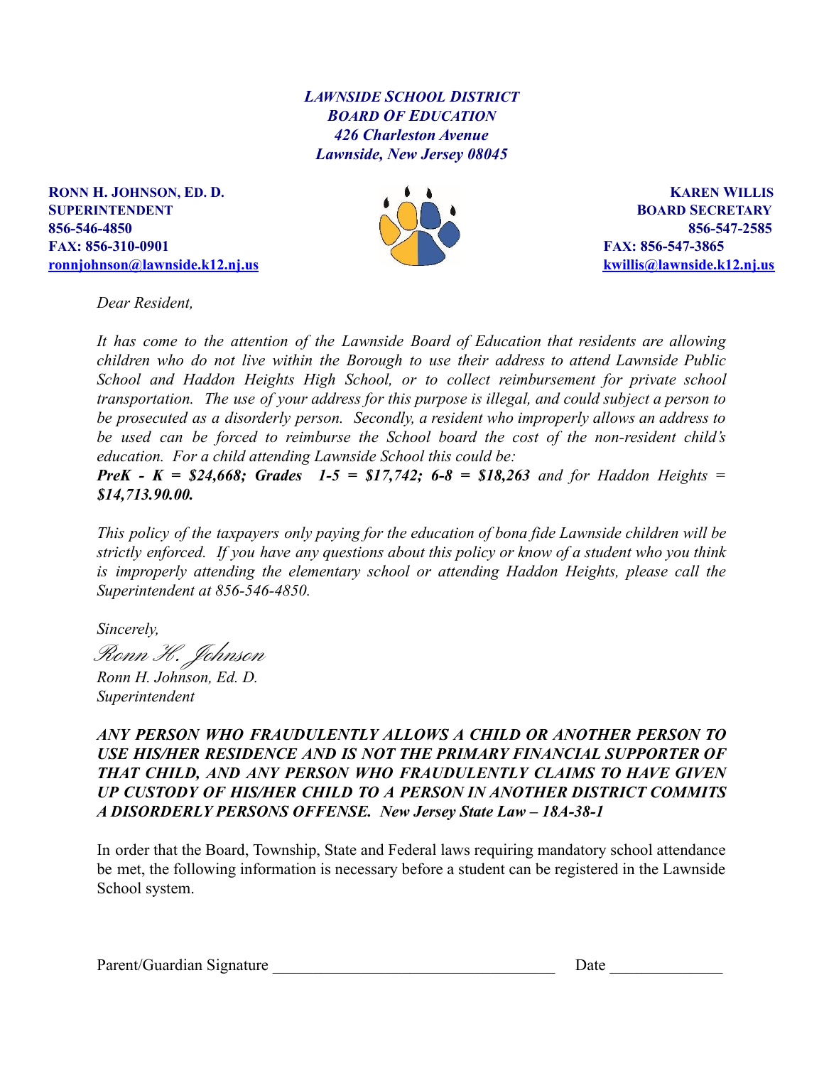***LAWNSIDE SCHOOL DISTRICT***
***BOARD OF EDUCATION***
***426 Charleston Avenue***
***Lawnside, New Jersey 08045***

**RONN H. JOHNSON, ED. D.**
**SUPERINTENDENT**
**856-546-4850**
**FAX: 856-310-0901**
**ronnjohnson@lawnside.k12.nj.us**

**KAREN WILLIS**
**BOARD SECRETARY**
**856-547-2585**
**FAX: 856-547-3865**
**kwillis@lawnside.k12.nj.us**

*Dear Resident,*

*It has come to the attention of the Lawnside Board of Education that residents are allowing children who do not live within the Borough to use their address to attend Lawnside Public School and Haddon Heights High School, or to collect reimbursement for private school transportation. The use of your address for this purpose is illegal, and could subject a person to be prosecuted as a disorderly person. Secondly, a resident who improperly allows an address to be used can be forced to reimburse the School board the cost of the non-resident child's education. For a child attending Lawnside School this could be:*
***PreK - K = $24,668; Grades 1-5 = $17,742; 6-8 = $18,263*** *and for Haddon Heights =* ***$14,713.90.00.***

*This policy of the taxpayers only paying for the education of bona fide Lawnside children will be strictly enforced. If you have any questions about this policy or know of a student who you think is improperly attending the elementary school or attending Haddon Heights, please call the Superintendent at 856-546-4850.*

*Sincerely,*

*Ronn H. Johnson*

*Ronn H. Johnson, Ed. D.*
*Superintendent*

***ANY PERSON WHO FRAUDULENTLY ALLOWS A CHILD OR ANOTHER PERSON TO USE HIS/HER RESIDENCE AND IS NOT THE PRIMARY FINANCIAL SUPPORTER OF THAT CHILD, AND ANY PERSON WHO FRAUDULENTLY CLAIMS TO HAVE GIVEN UP CUSTODY OF HIS/HER CHILD TO A PERSON IN ANOTHER DISTRICT COMMITS A DISORDERLY PERSONS OFFENSE. New Jersey State Law – 18A-38-1***

In order that the Board, Township, State and Federal laws requiring mandatory school attendance be met, the following information is necessary before a student can be registered in the Lawnside School system.

Parent/Guardian Signature ___________________________________ Date ______________